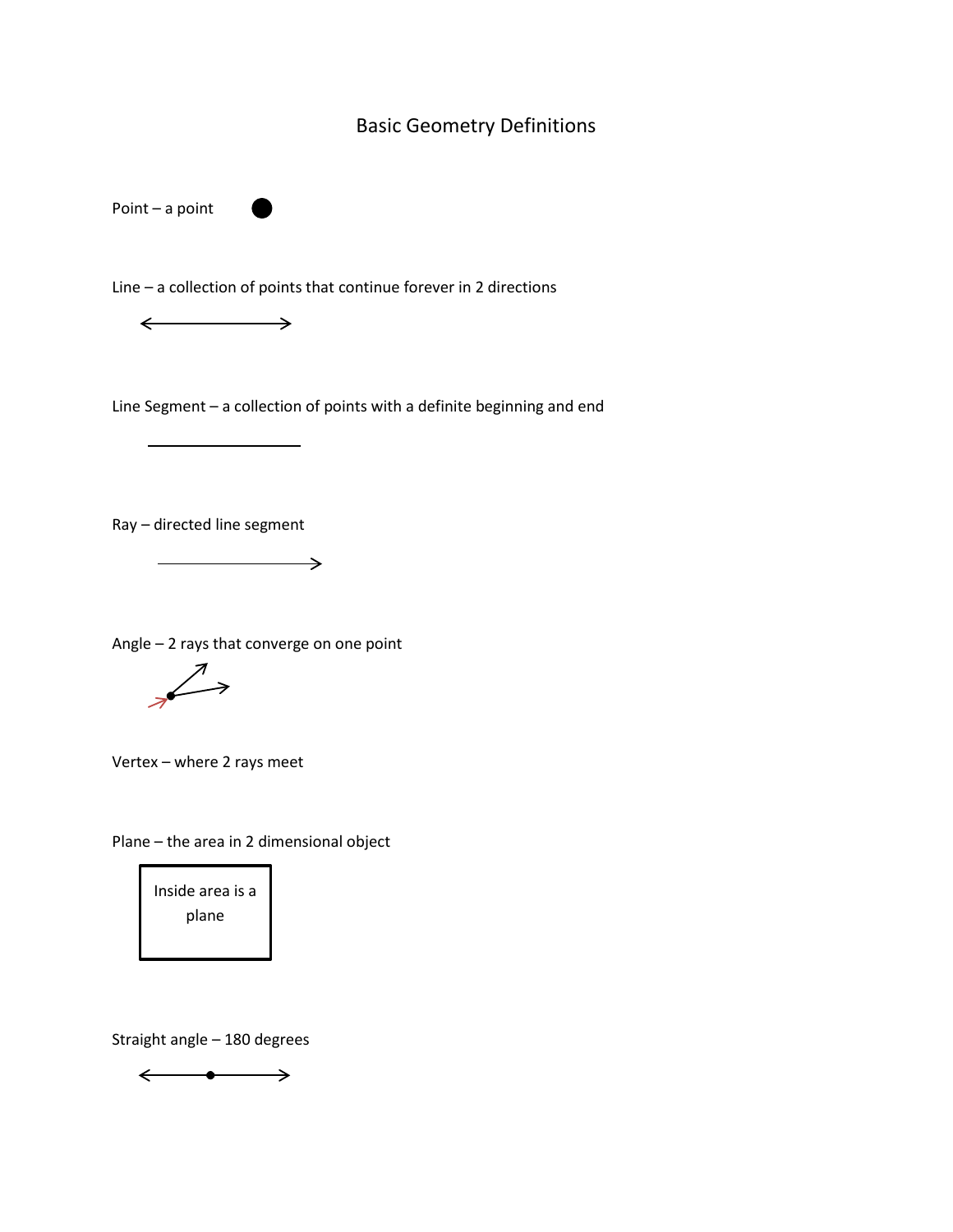# Basic Geometry Definitions

Point – a point

Line – a collection of points that continue forever in 2 directions

Line Segment – a collection of points with a definite beginning and end

Ray – directed line segment

Angle – 2 rays that converge on one point

Vertex – where 2 rays meet

Plane – the area in 2 dimensional object

Inside area is a plane

Straight angle – 180 degrees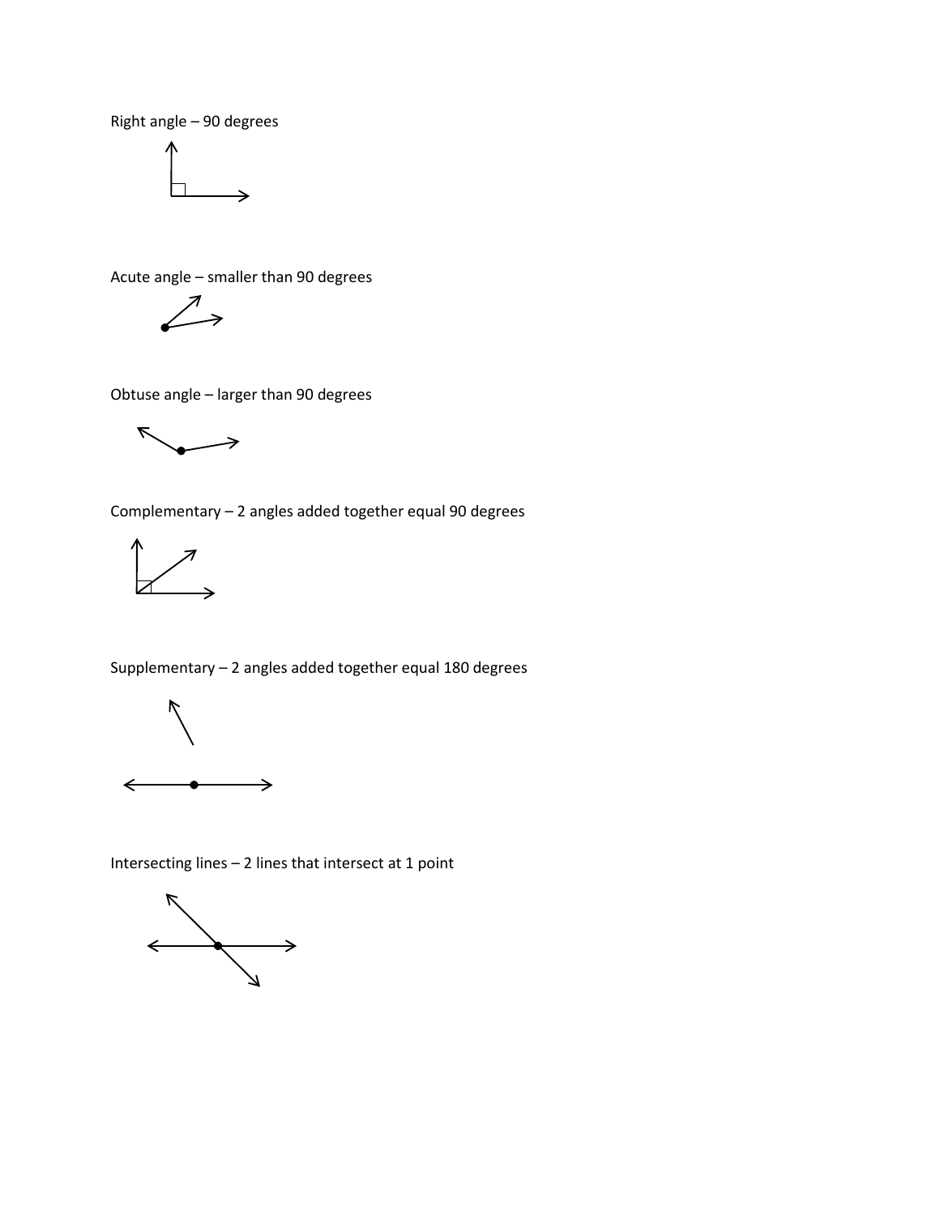Right angle – 90 degrees

Acute angle – smaller than 90 degrees

Obtuse angle – larger than 90 degrees

Complementary – 2 angles added together equal 90 degrees

Supplementary – 2 angles added together equal 180 degrees

Intersecting lines – 2 lines that intersect at 1 point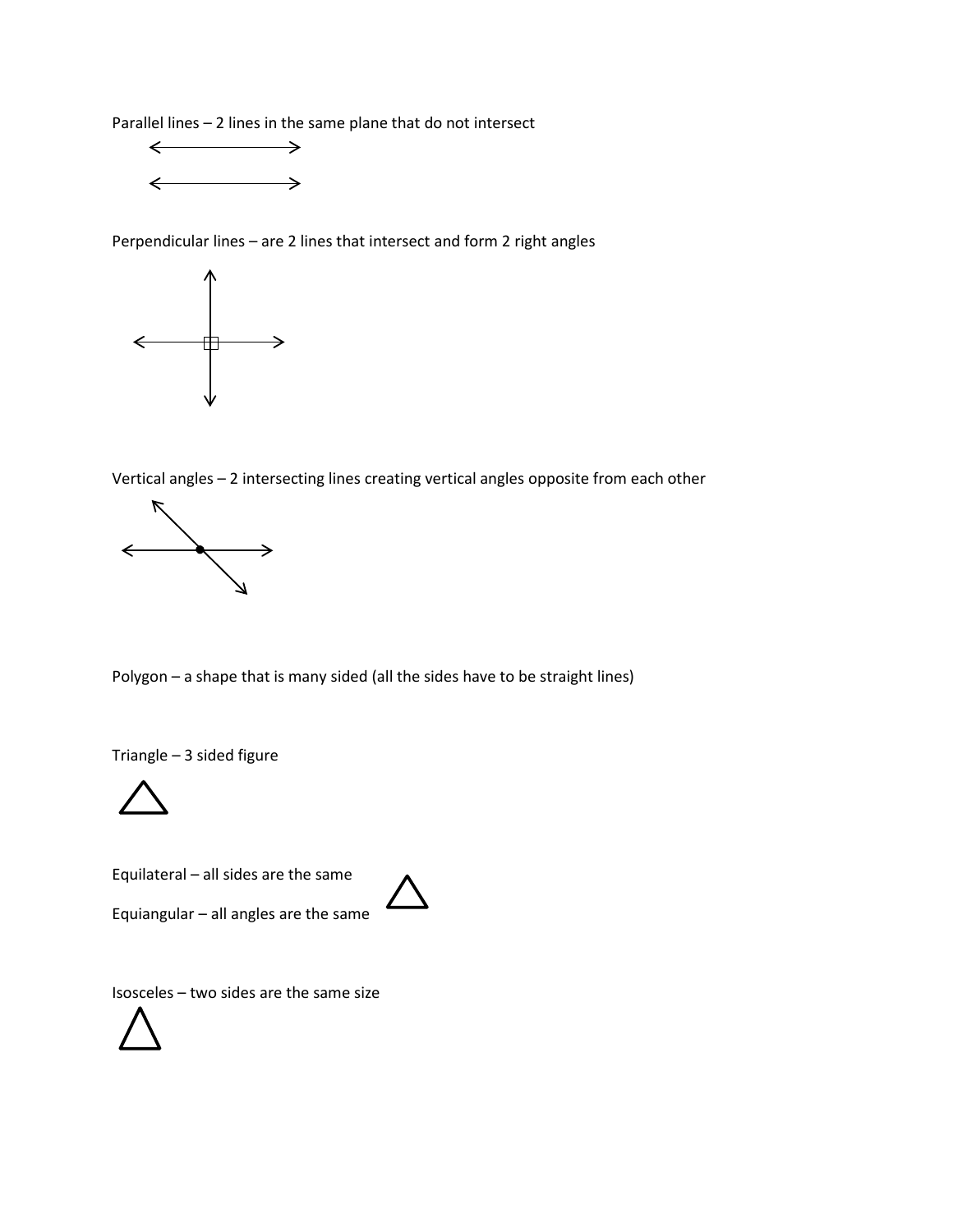Parallel lines – 2 lines in the same plane that do not intersect

Perpendicular lines – are 2 lines that intersect and form 2 right angles

Vertical angles – 2 intersecting lines creating vertical angles opposite from each other

Polygon – a shape that is many sided (all the sides have to be straight lines)

Triangle – 3 sided figure

Equilateral – all sides are the same

Equiangular – all angles are the same

Isosceles – two sides are the same size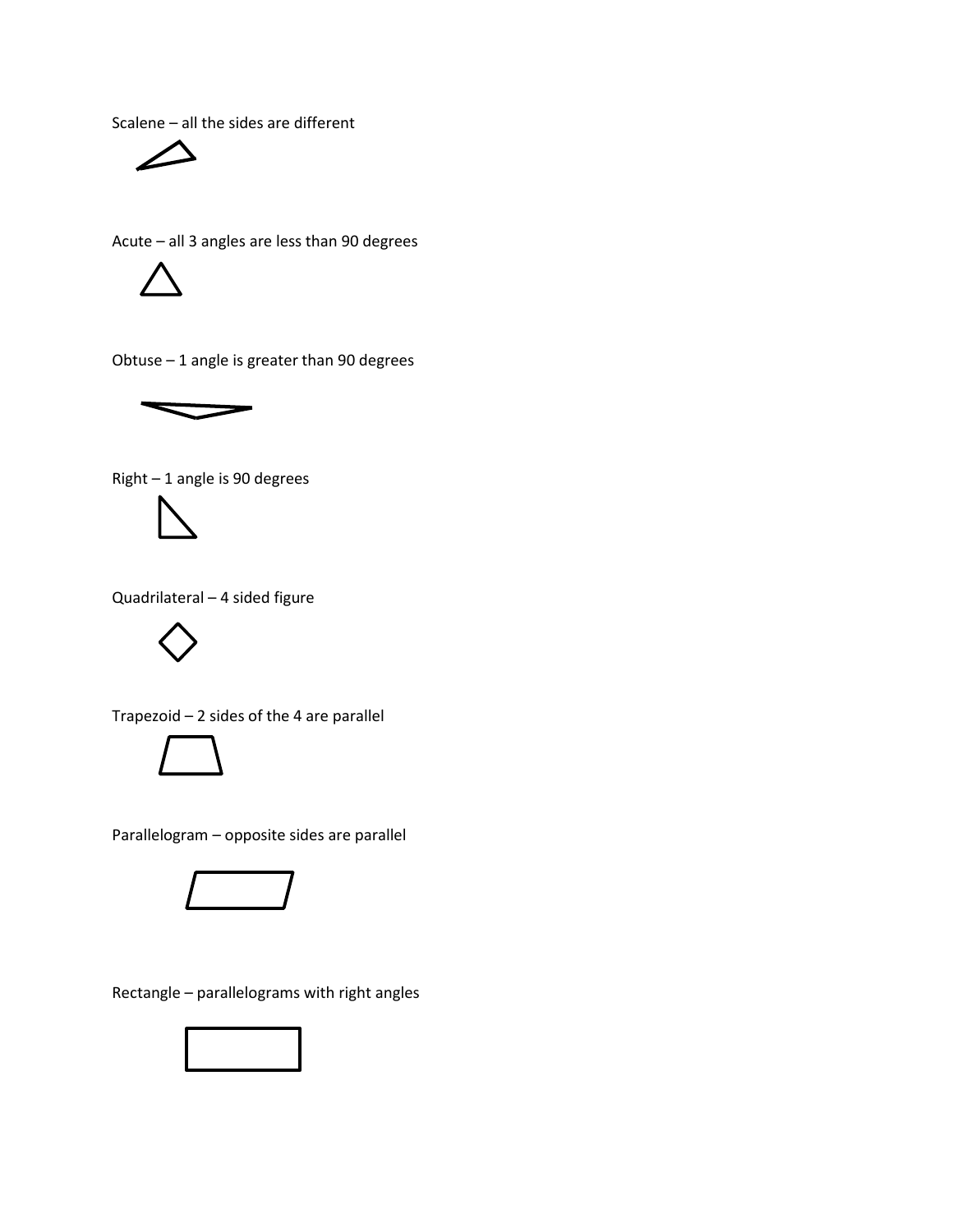Scalene – all the sides are different

Acute – all 3 angles are less than 90 degrees

Obtuse – 1 angle is greater than 90 degrees

Right – 1 angle is 90 degrees

Quadrilateral – 4 sided figure

Trapezoid – 2 sides of the 4 are parallel

Parallelogram – opposite sides are parallel

Rectangle – parallelograms with right angles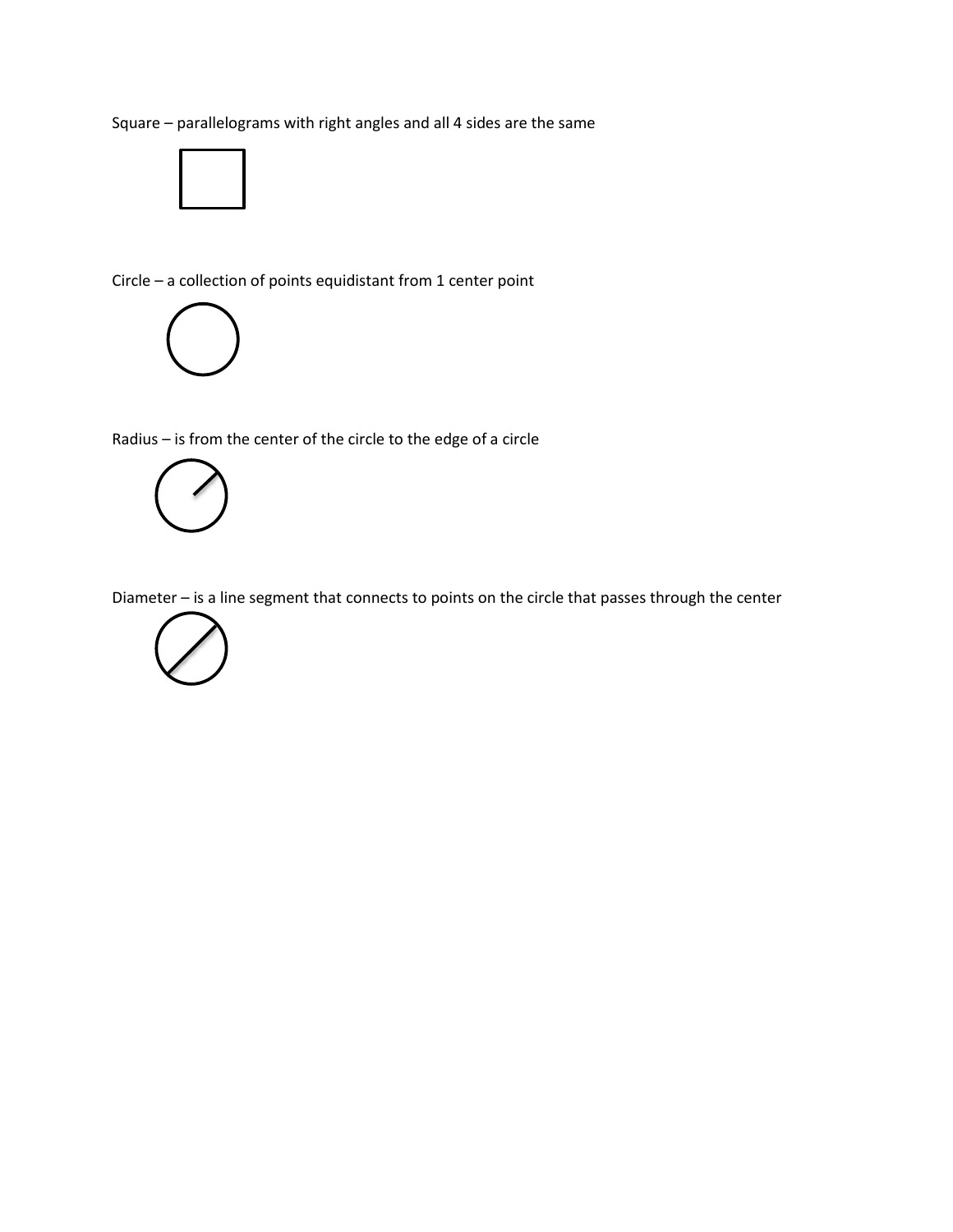Square – parallelograms with right angles and all 4 sides are the same

Circle – a collection of points equidistant from 1 center point

Radius – is from the center of the circle to the edge of a circle

Diameter – is a line segment that connects to points on the circle that passes through the center